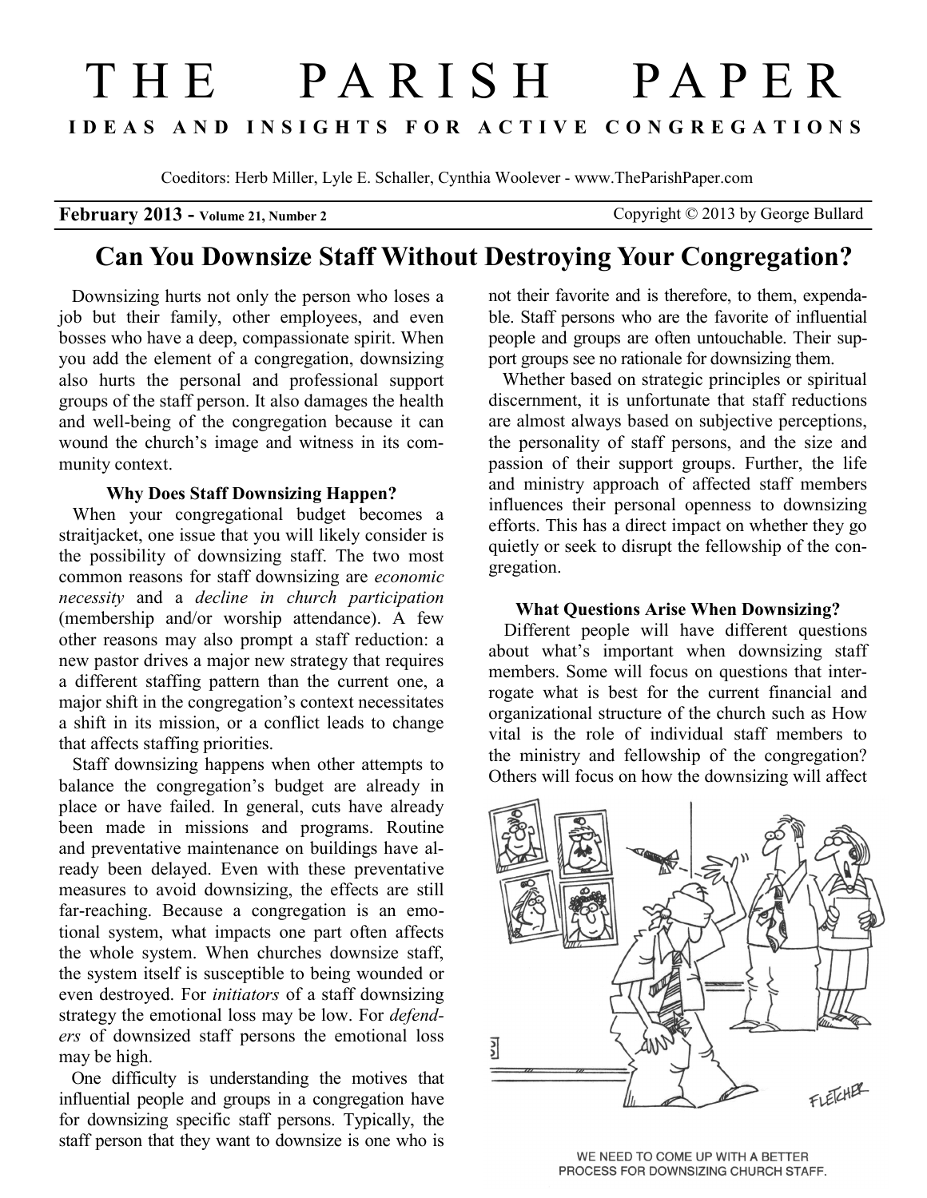# THE PARISH PAPER

**IDEAS AND INSIGHTS FOR ACTIVE CONGREGATIONS**

Coeditors: Herb Miller, Lyle E. Schaller, Cynthia Woolever - www.TheParishPaper.com

**February 2013 - Volume 21, Number 2** Copyright © 2013 by George Bullard

## Can You Downsize Staff Without Destroying Your Congregation?

Downsizing hurts not only the person who loses a job but their family, other employees, and even bosses who have a deep, compassionate spirit. When you add the element of a congregation, downsizing also hurts the personal and professional support groups of the staff person. It also damages the health and well-being of the congregation because it can wound the church's image and witness in its community context.

### Why Does Staff Downsizing Happen?

When your congregational budget becomes a straitjacket, one issue that you will likely consider is the possibility of downsizing staff. The two most common reasons for staff downsizing are *economic necessity* and a *decline in church participation* (membership and/or worship attendance). A few other reasons may also prompt a staff reduction: a new pastor drives a major new strategy that requires a different staffing pattern than the current one, a major shift in the congregation's context necessitates a shift in its mission, or a conflict leads to change that affects staffing priorities.

Staff downsizing happens when other attempts to balance the congregation's budget are already in place or have failed. In general, cuts have already been made in missions and programs. Routine and preventative maintenance on buildings have already been delayed. Even with these preventative measures to avoid downsizing, the effects are still far-reaching. Because a congregation is an emotional system, what impacts one part often affects the whole system. When churches downsize staff, the system itself is susceptible to being wounded or even destroyed. For *initiators* of a staff downsizing strategy the emotional loss may be low. For *defenders* of downsized staff persons the emotional loss may be high.

One difficulty is understanding the motives that influential people and groups in a congregation have for downsizing specific staff persons. Typically, the staff person that they want to downsize is one who is not their favorite and is therefore, to them, expendable. Staff persons who are the favorite of influential people and groups are often untouchable. Their support groups see no rationale for downsizing them.

Whether based on strategic principles or spiritual discernment, it is unfortunate that staff reductions are almost always based on subjective perceptions, the personality of staff persons, and the size and passion of their support groups. Further, the life and ministry approach of affected staff members influences their personal openness to downsizing efforts. This has a direct impact on whether they go quietly or seek to disrupt the fellowship of the congregation.

### What Questions Arise When Downsizing?

Different people will have different questions about what's important when downsizing staff members. Some will focus on questions that interrogate what is best for the current financial and organizational structure of the church such as How vital is the role of individual staff members to the ministry and fellowship of the congregation? Others will focus on how the downsizing will affect

WE NEED TO COME UP WITH A BETTER PROCESS FOR DOWNSIZING CHURCH STAFF.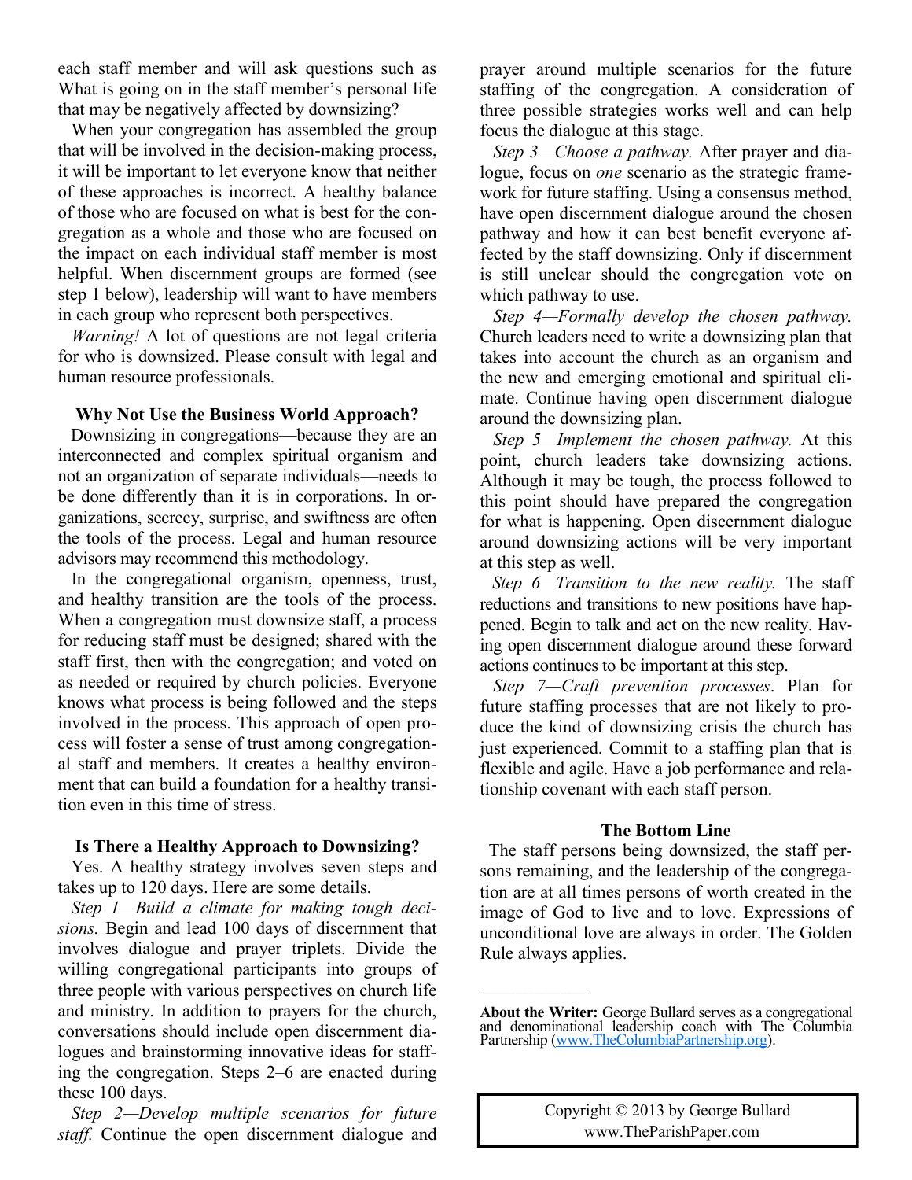each staff member and will ask questions such as What is going on in the staff member's personal life that may be negatively affected by downsizing?

When your congregation has assembled the group that will be involved in the decision-making process, it will be important to let everyone know that neither of these approaches is incorrect. A healthy balance of those who are focused on what is best for the congregation as a whole and those who are focused on the impact on each individual staff member is most helpful. When discernment groups are formed (see step 1 below), leadership will want to have members in each group who represent both perspectives.

*Warning!* A lot of questions are not legal criteria for who is downsized. Please consult with legal and human resource professionals.

**Why Not Use the Business World Approach?**

Downsizing in congregations—because they are an interconnected and complex spiritual organism and not an organization of separate individuals—needs to be done differently than it is in corporations. In organizations, secrecy, surprise, and swiftness are often the tools of the process. Legal and human resource advisors may recommend this methodology.

In the congregational organism, openness, trust, and healthy transition are the tools of the process. When a congregation must downsize staff, a process for reducing staff must be designed; shared with the staff first, then with the congregation; and voted on as needed or required by church policies. Everyone knows what process is being followed and the steps involved in the process. This approach of open process will foster a sense of trust among congregational staff and members. It creates a healthy environment that can build a foundation for a healthy transition even in this time of stress.

**Is There a Healthy Approach to Downsizing?**

Yes. A healthy strategy involves seven steps and takes up to 120 days. Here are some details.

*Step 1—Build a climate for making tough decisions.* Begin and lead 100 days of discernment that involves dialogue and prayer triplets. Divide the willing congregational participants into groups of three people with various perspectives on church life and ministry. In addition to prayers for the church, conversations should include open discernment dialogues and brainstorming innovative ideas for staffing the congregation. Steps 2–6 are enacted during these 100 days.

*Step 2—Develop multiple scenarios for future staff.* Continue the open discernment dialogue and prayer around multiple scenarios for the future staffing of the congregation. A consideration of three possible strategies works well and can help focus the dialogue at this stage.

*Step 3—Choose a pathway.* After prayer and dialogue, focus on *one* scenario as the strategic framework for future staffing. Using a consensus method, have open discernment dialogue around the chosen pathway and how it can best benefit everyone affected by the staff downsizing. Only if discernment is still unclear should the congregation vote on which pathway to use.

*Step 4—Formally develop the chosen pathway.* Church leaders need to write a downsizing plan that takes into account the church as an organism and the new and emerging emotional and spiritual climate. Continue having open discernment dialogue around the downsizing plan.

*Step 5—Implement the chosen pathway.* At this point, church leaders take downsizing actions. Although it may be tough, the process followed to this point should have prepared the congregation for what is happening. Open discernment dialogue around downsizing actions will be very important at this step as well.

*Step 6—Transition to the new reality.* The staff reductions and transitions to new positions have happened. Begin to talk and act on the new reality. Having open discernment dialogue around these forward actions continues to be important at this step.

*Step 7—Craft prevention processes*. Plan for future staffing processes that are not likely to produce the kind of downsizing crisis the church has just experienced. Commit to a staffing plan that is flexible and agile. Have a job performance and relationship covenant with each staff person.

**The Bottom Line**

The staff persons being downsized, the staff persons remaining, and the leadership of the congregation are at all times persons of worth created in the image of God to live and to love. Expressions of unconditional love are always in order. The Golden Rule always applies.

---

**About the Writer:** George Bullard serves as a congregational and denominational leadership coach with The Columbia Partnership (www.TheColumbiaPartnership.org).

Copyright © 2013 by George Bullard
www.TheParishPaper.com